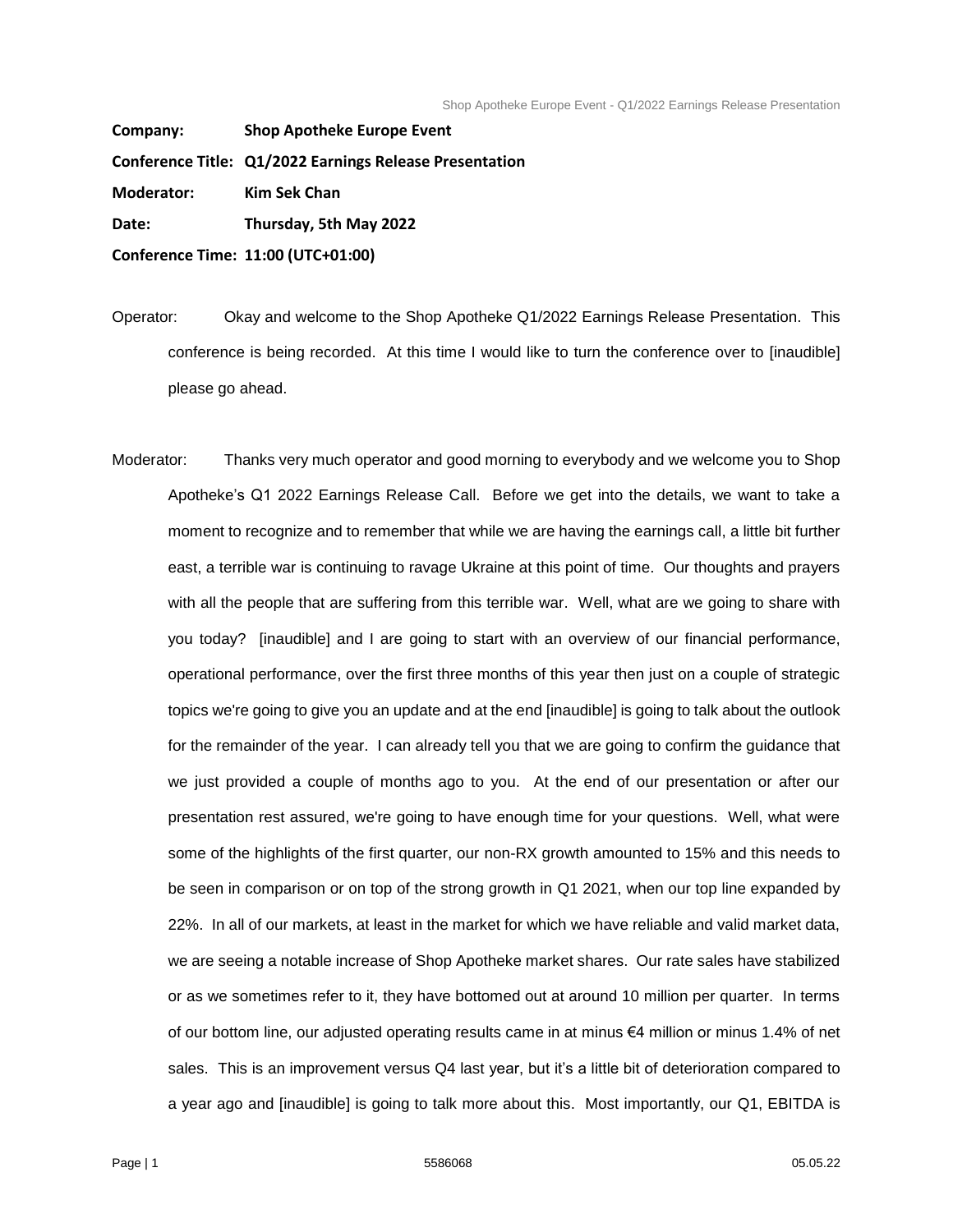**Company:** **Shop Apotheke Europe Event**

**Conference Title:** **Q1/2022 Earnings Release Presentation**

**Moderator:** **Kim Sek Chan**

**Date:** **Thursday, 5th May 2022**

**Conference Time:** **11:00 (UTC+01:00)**

Operator: Okay and welcome to the Shop Apotheke Q1/2022 Earnings Release Presentation. This conference is being recorded. At this time I would like to turn the conference over to [inaudible] please go ahead.

Moderator: Thanks very much operator and good morning to everybody and we welcome you to Shop Apotheke's Q1 2022 Earnings Release Call. Before we get into the details, we want to take a moment to recognize and to remember that while we are having the earnings call, a little bit further east, a terrible war is continuing to ravage Ukraine at this point of time. Our thoughts and prayers with all the people that are suffering from this terrible war. Well, what are we going to share with you today? [inaudible] and I are going to start with an overview of our financial performance, operational performance, over the first three months of this year then just on a couple of strategic topics we're going to give you an update and at the end [inaudible] is going to talk about the outlook for the remainder of the year. I can already tell you that we are going to confirm the guidance that we just provided a couple of months ago to you. At the end of our presentation or after our presentation rest assured, we're going to have enough time for your questions. Well, what were some of the highlights of the first quarter, our non-RX growth amounted to 15% and this needs to be seen in comparison or on top of the strong growth in Q1 2021, when our top line expanded by 22%. In all of our markets, at least in the market for which we have reliable and valid market data, we are seeing a notable increase of Shop Apotheke market shares. Our rate sales have stabilized or as we sometimes refer to it, they have bottomed out at around 10 million per quarter. In terms of our bottom line, our adjusted operating results came in at minus €4 million or minus 1.4% of net sales. This is an improvement versus Q4 last year, but it's a little bit of deterioration compared to a year ago and [inaudible] is going to talk more about this. Most importantly, our Q1, EBITDA is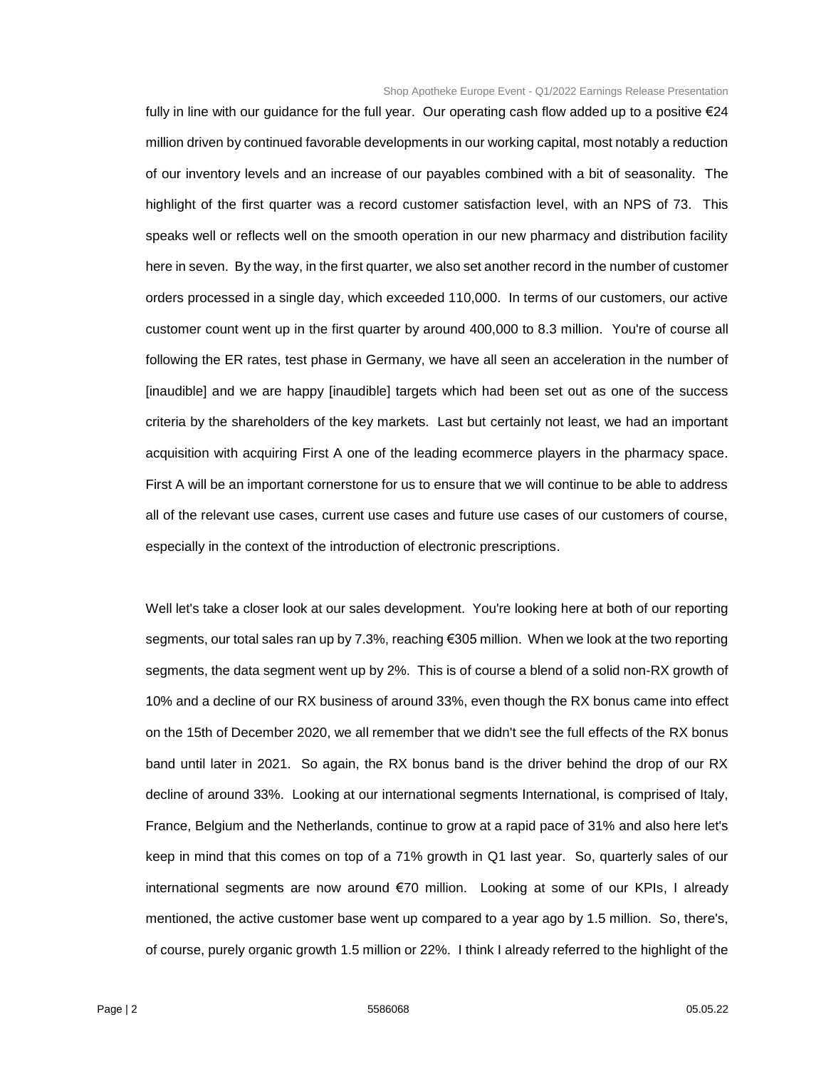fully in line with our guidance for the full year. Our operating cash flow added up to a positive €24 million driven by continued favorable developments in our working capital, most notably a reduction of our inventory levels and an increase of our payables combined with a bit of seasonality. The highlight of the first quarter was a record customer satisfaction level, with an NPS of 73. This speaks well or reflects well on the smooth operation in our new pharmacy and distribution facility here in seven. By the way, in the first quarter, we also set another record in the number of customer orders processed in a single day, which exceeded 110,000. In terms of our customers, our active customer count went up in the first quarter by around 400,000 to 8.3 million. You're of course all following the ER rates, test phase in Germany, we have all seen an acceleration in the number of [inaudible] and we are happy [inaudible] targets which had been set out as one of the success criteria by the shareholders of the key markets. Last but certainly not least, we had an important acquisition with acquiring First A one of the leading ecommerce players in the pharmacy space. First A will be an important cornerstone for us to ensure that we will continue to be able to address all of the relevant use cases, current use cases and future use cases of our customers of course, especially in the context of the introduction of electronic prescriptions.

Well let's take a closer look at our sales development. You're looking here at both of our reporting segments, our total sales ran up by 7.3%, reaching €305 million. When we look at the two reporting segments, the data segment went up by 2%. This is of course a blend of a solid non-RX growth of 10% and a decline of our RX business of around 33%, even though the RX bonus came into effect on the 15th of December 2020, we all remember that we didn't see the full effects of the RX bonus band until later in 2021. So again, the RX bonus band is the driver behind the drop of our RX decline of around 33%. Looking at our international segments International, is comprised of Italy, France, Belgium and the Netherlands, continue to grow at a rapid pace of 31% and also here let's keep in mind that this comes on top of a 71% growth in Q1 last year. So, quarterly sales of our international segments are now around €70 million. Looking at some of our KPIs, I already mentioned, the active customer base went up compared to a year ago by 1.5 million. So, there's, of course, purely organic growth 1.5 million or 22%. I think I already referred to the highlight of the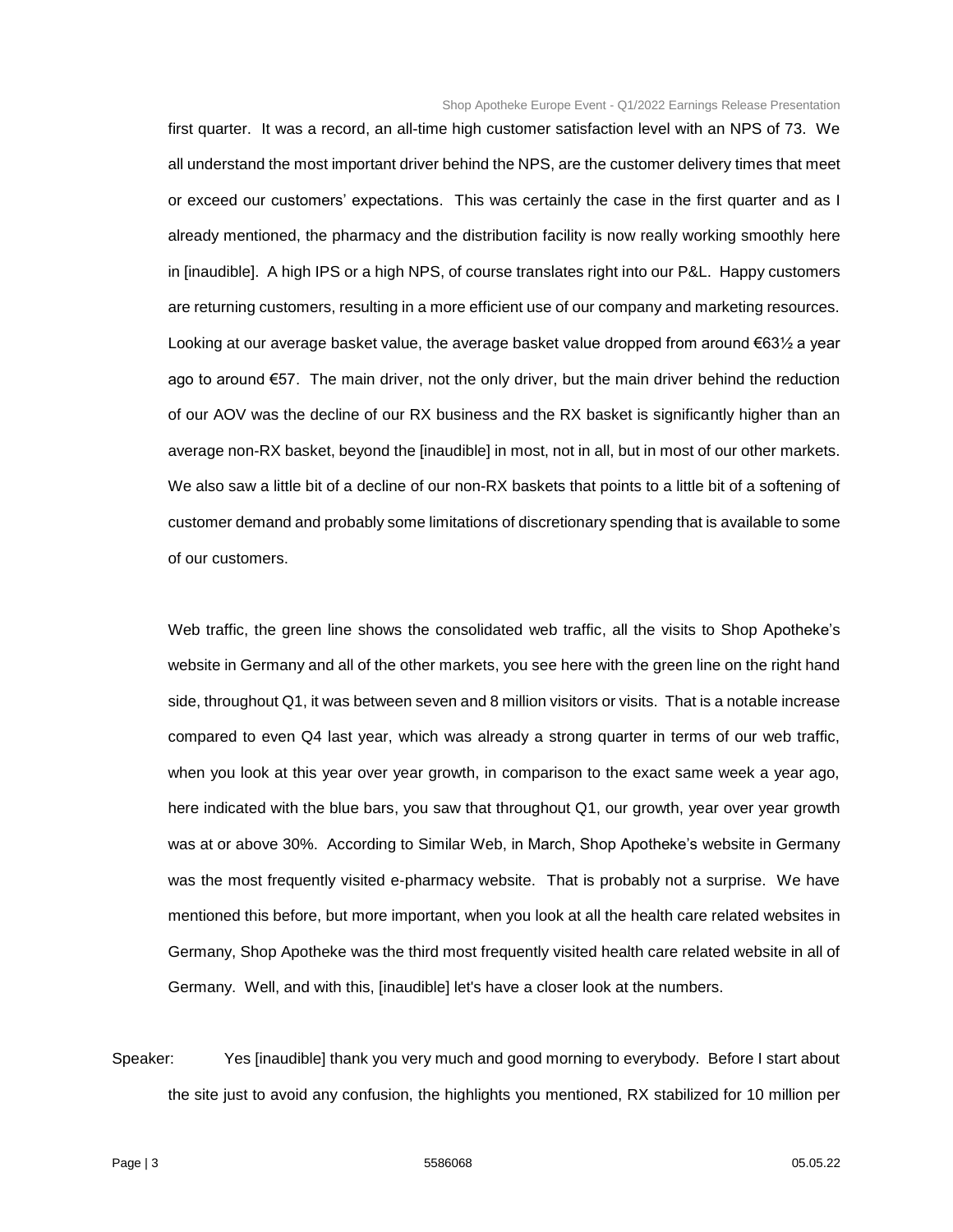first quarter. It was a record, an all-time high customer satisfaction level with an NPS of 73. We all understand the most important driver behind the NPS, are the customer delivery times that meet or exceed our customers' expectations. This was certainly the case in the first quarter and as I already mentioned, the pharmacy and the distribution facility is now really working smoothly here in [inaudible]. A high IPS or a high NPS, of course translates right into our P&L. Happy customers are returning customers, resulting in a more efficient use of our company and marketing resources. Looking at our average basket value, the average basket value dropped from around €63½ a year ago to around €57. The main driver, not the only driver, but the main driver behind the reduction of our AOV was the decline of our RX business and the RX basket is significantly higher than an average non-RX basket, beyond the [inaudible] in most, not in all, but in most of our other markets. We also saw a little bit of a decline of our non-RX baskets that points to a little bit of a softening of customer demand and probably some limitations of discretionary spending that is available to some of our customers.

Web traffic, the green line shows the consolidated web traffic, all the visits to Shop Apotheke's website in Germany and all of the other markets, you see here with the green line on the right hand side, throughout Q1, it was between seven and 8 million visitors or visits. That is a notable increase compared to even Q4 last year, which was already a strong quarter in terms of our web traffic, when you look at this year over year growth, in comparison to the exact same week a year ago, here indicated with the blue bars, you saw that throughout Q1, our growth, year over year growth was at or above 30%. According to Similar Web, in March, Shop Apotheke's website in Germany was the most frequently visited e-pharmacy website. That is probably not a surprise. We have mentioned this before, but more important, when you look at all the health care related websites in Germany, Shop Apotheke was the third most frequently visited health care related website in all of Germany. Well, and with this, [inaudible] let's have a closer look at the numbers.

Speaker: Yes [inaudible] thank you very much and good morning to everybody. Before I start about the site just to avoid any confusion, the highlights you mentioned, RX stabilized for 10 million per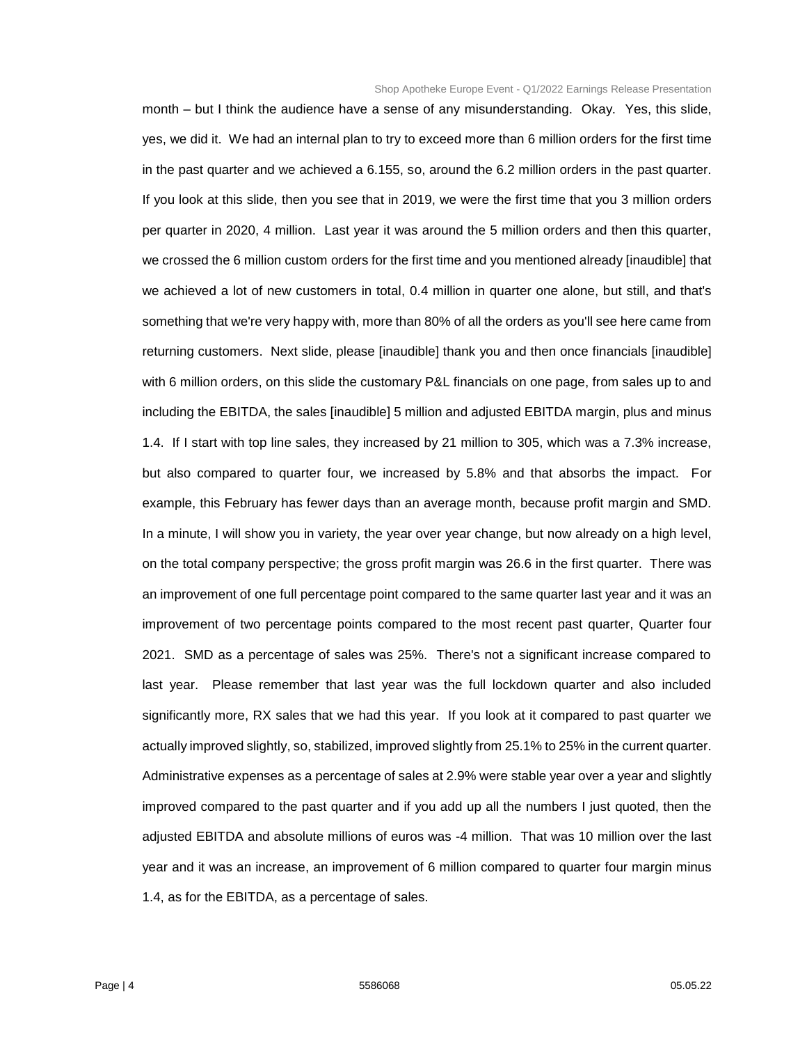month – but I think the audience have a sense of any misunderstanding. Okay. Yes, this slide, yes, we did it. We had an internal plan to try to exceed more than 6 million orders for the first time in the past quarter and we achieved a 6.155, so, around the 6.2 million orders in the past quarter. If you look at this slide, then you see that in 2019, we were the first time that you 3 million orders per quarter in 2020, 4 million. Last year it was around the 5 million orders and then this quarter, we crossed the 6 million custom orders for the first time and you mentioned already [inaudible] that we achieved a lot of new customers in total, 0.4 million in quarter one alone, but still, and that's something that we're very happy with, more than 80% of all the orders as you'll see here came from returning customers. Next slide, please [inaudible] thank you and then once financials [inaudible] with 6 million orders, on this slide the customary P&L financials on one page, from sales up to and including the EBITDA, the sales [inaudible] 5 million and adjusted EBITDA margin, plus and minus 1.4. If I start with top line sales, they increased by 21 million to 305, which was a 7.3% increase, but also compared to quarter four, we increased by 5.8% and that absorbs the impact. For example, this February has fewer days than an average month, because profit margin and SMD. In a minute, I will show you in variety, the year over year change, but now already on a high level, on the total company perspective; the gross profit margin was 26.6 in the first quarter. There was an improvement of one full percentage point compared to the same quarter last year and it was an improvement of two percentage points compared to the most recent past quarter, Quarter four 2021. SMD as a percentage of sales was 25%. There's not a significant increase compared to last year. Please remember that last year was the full lockdown quarter and also included significantly more, RX sales that we had this year. If you look at it compared to past quarter we actually improved slightly, so, stabilized, improved slightly from 25.1% to 25% in the current quarter. Administrative expenses as a percentage of sales at 2.9% were stable year over a year and slightly improved compared to the past quarter and if you add up all the numbers I just quoted, then the adjusted EBITDA and absolute millions of euros was -4 million. That was 10 million over the last year and it was an increase, an improvement of 6 million compared to quarter four margin minus 1.4, as for the EBITDA, as a percentage of sales.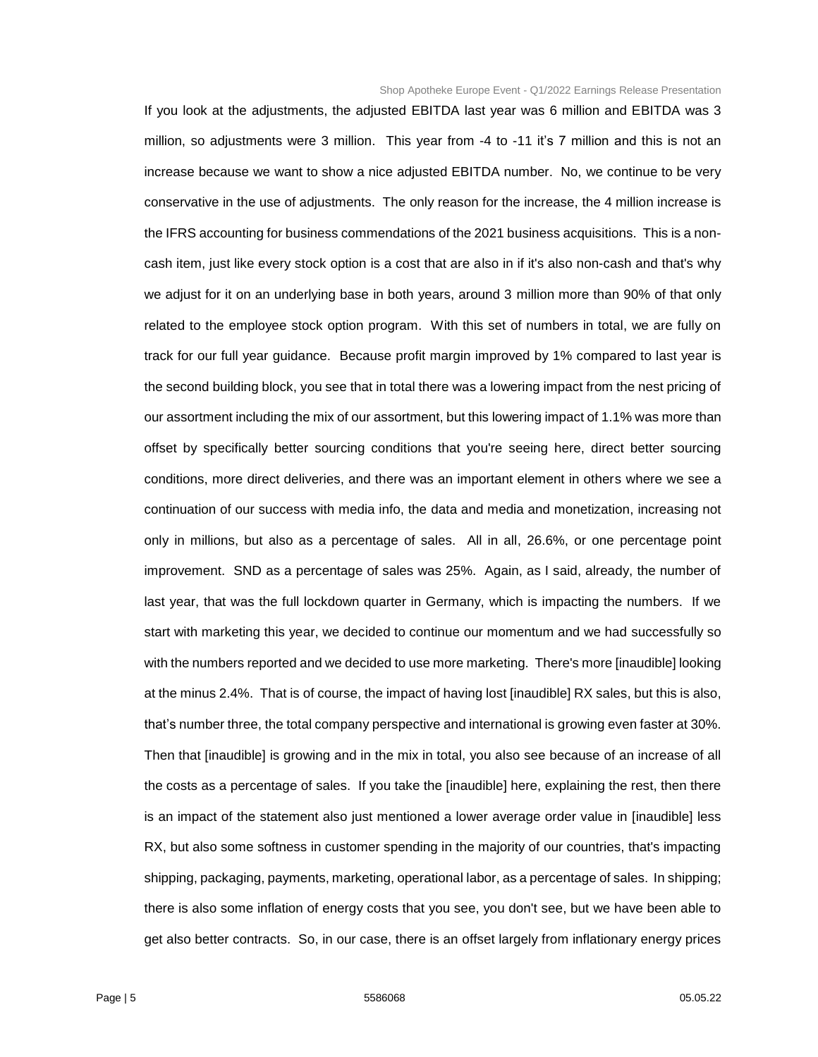If you look at the adjustments, the adjusted EBITDA last year was 6 million and EBITDA was 3 million, so adjustments were 3 million. This year from -4 to -11 it's 7 million and this is not an increase because we want to show a nice adjusted EBITDA number. No, we continue to be very conservative in the use of adjustments. The only reason for the increase, the 4 million increase is the IFRS accounting for business commendations of the 2021 business acquisitions. This is a non-cash item, just like every stock option is a cost that are also in if it's also non-cash and that's why we adjust for it on an underlying base in both years, around 3 million more than 90% of that only related to the employee stock option program. With this set of numbers in total, we are fully on track for our full year guidance. Because profit margin improved by 1% compared to last year is the second building block, you see that in total there was a lowering impact from the nest pricing of our assortment including the mix of our assortment, but this lowering impact of 1.1% was more than offset by specifically better sourcing conditions that you're seeing here, direct better sourcing conditions, more direct deliveries, and there was an important element in others where we see a continuation of our success with media info, the data and media and monetization, increasing not only in millions, but also as a percentage of sales. All in all, 26.6%, or one percentage point improvement. SND as a percentage of sales was 25%. Again, as I said, already, the number of last year, that was the full lockdown quarter in Germany, which is impacting the numbers. If we start with marketing this year, we decided to continue our momentum and we had successfully so with the numbers reported and we decided to use more marketing. There's more [inaudible] looking at the minus 2.4%. That is of course, the impact of having lost [inaudible] RX sales, but this is also, that's number three, the total company perspective and international is growing even faster at 30%. Then that [inaudible] is growing and in the mix in total, you also see because of an increase of all the costs as a percentage of sales. If you take the [inaudible] here, explaining the rest, then there is an impact of the statement also just mentioned a lower average order value in [inaudible] less RX, but also some softness in customer spending in the majority of our countries, that's impacting shipping, packaging, payments, marketing, operational labor, as a percentage of sales. In shipping; there is also some inflation of energy costs that you see, you don't see, but we have been able to get also better contracts. So, in our case, there is an offset largely from inflationary energy prices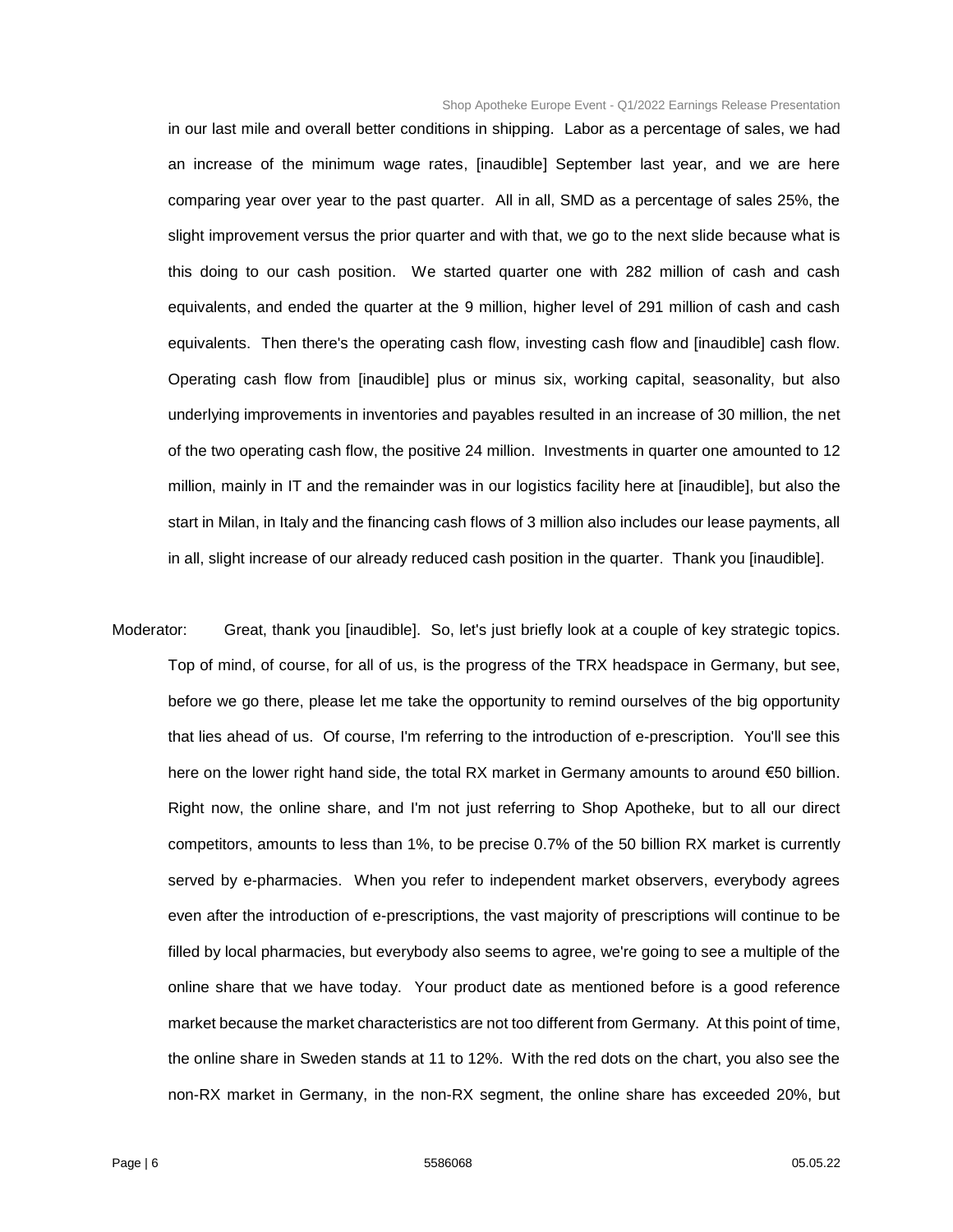in our last mile and overall better conditions in shipping. Labor as a percentage of sales, we had an increase of the minimum wage rates, [inaudible] September last year, and we are here comparing year over year to the past quarter. All in all, SMD as a percentage of sales 25%, the slight improvement versus the prior quarter and with that, we go to the next slide because what is this doing to our cash position. We started quarter one with 282 million of cash and cash equivalents, and ended the quarter at the 9 million, higher level of 291 million of cash and cash equivalents. Then there's the operating cash flow, investing cash flow and [inaudible] cash flow. Operating cash flow from [inaudible] plus or minus six, working capital, seasonality, but also underlying improvements in inventories and payables resulted in an increase of 30 million, the net of the two operating cash flow, the positive 24 million. Investments in quarter one amounted to 12 million, mainly in IT and the remainder was in our logistics facility here at [inaudible], but also the start in Milan, in Italy and the financing cash flows of 3 million also includes our lease payments, all in all, slight increase of our already reduced cash position in the quarter. Thank you [inaudible].

Moderator: Great, thank you [inaudible]. So, let's just briefly look at a couple of key strategic topics. Top of mind, of course, for all of us, is the progress of the TRX headspace in Germany, but see, before we go there, please let me take the opportunity to remind ourselves of the big opportunity that lies ahead of us. Of course, I'm referring to the introduction of e-prescription. You'll see this here on the lower right hand side, the total RX market in Germany amounts to around €50 billion. Right now, the online share, and I'm not just referring to Shop Apotheke, but to all our direct competitors, amounts to less than 1%, to be precise 0.7% of the 50 billion RX market is currently served by e-pharmacies. When you refer to independent market observers, everybody agrees even after the introduction of e-prescriptions, the vast majority of prescriptions will continue to be filled by local pharmacies, but everybody also seems to agree, we're going to see a multiple of the online share that we have today. Your product date as mentioned before is a good reference market because the market characteristics are not too different from Germany. At this point of time, the online share in Sweden stands at 11 to 12%. With the red dots on the chart, you also see the non-RX market in Germany, in the non-RX segment, the online share has exceeded 20%, but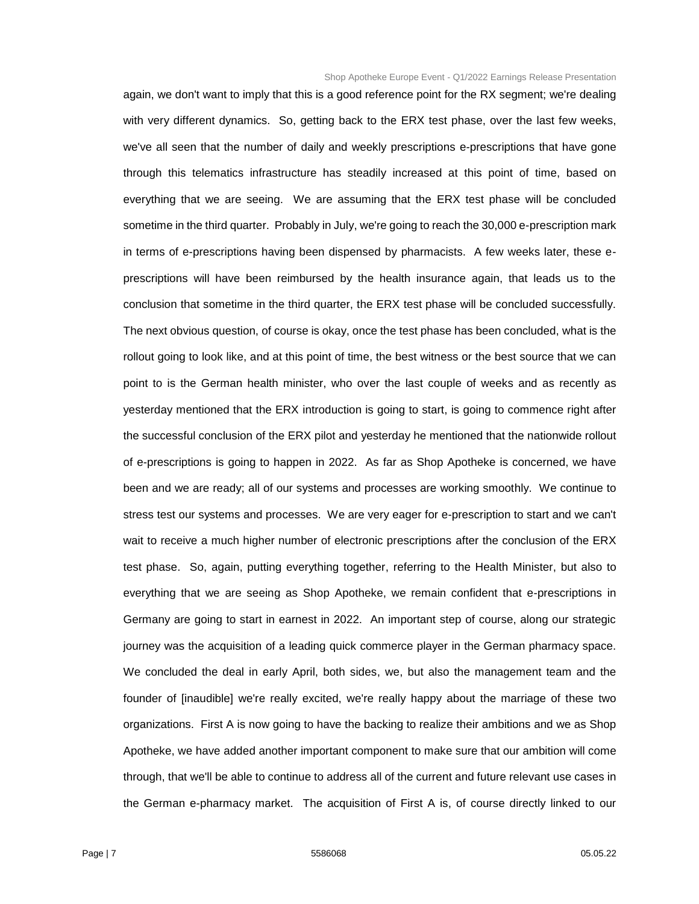again, we don't want to imply that this is a good reference point for the RX segment; we're dealing with very different dynamics. So, getting back to the ERX test phase, over the last few weeks, we've all seen that the number of daily and weekly prescriptions e-prescriptions that have gone through this telematics infrastructure has steadily increased at this point of time, based on everything that we are seeing. We are assuming that the ERX test phase will be concluded sometime in the third quarter. Probably in July, we're going to reach the 30,000 e-prescription mark in terms of e-prescriptions having been dispensed by pharmacists. A few weeks later, these e-prescriptions will have been reimbursed by the health insurance again, that leads us to the conclusion that sometime in the third quarter, the ERX test phase will be concluded successfully. The next obvious question, of course is okay, once the test phase has been concluded, what is the rollout going to look like, and at this point of time, the best witness or the best source that we can point to is the German health minister, who over the last couple of weeks and as recently as yesterday mentioned that the ERX introduction is going to start, is going to commence right after the successful conclusion of the ERX pilot and yesterday he mentioned that the nationwide rollout of e-prescriptions is going to happen in 2022. As far as Shop Apotheke is concerned, we have been and we are ready; all of our systems and processes are working smoothly. We continue to stress test our systems and processes. We are very eager for e-prescription to start and we can't wait to receive a much higher number of electronic prescriptions after the conclusion of the ERX test phase. So, again, putting everything together, referring to the Health Minister, but also to everything that we are seeing as Shop Apotheke, we remain confident that e-prescriptions in Germany are going to start in earnest in 2022. An important step of course, along our strategic journey was the acquisition of a leading quick commerce player in the German pharmacy space. We concluded the deal in early April, both sides, we, but also the management team and the founder of [inaudible] we're really excited, we're really happy about the marriage of these two organizations. First A is now going to have the backing to realize their ambitions and we as Shop Apotheke, we have added another important component to make sure that our ambition will come through, that we'll be able to continue to address all of the current and future relevant use cases in the German e-pharmacy market. The acquisition of First A is, of course directly linked to our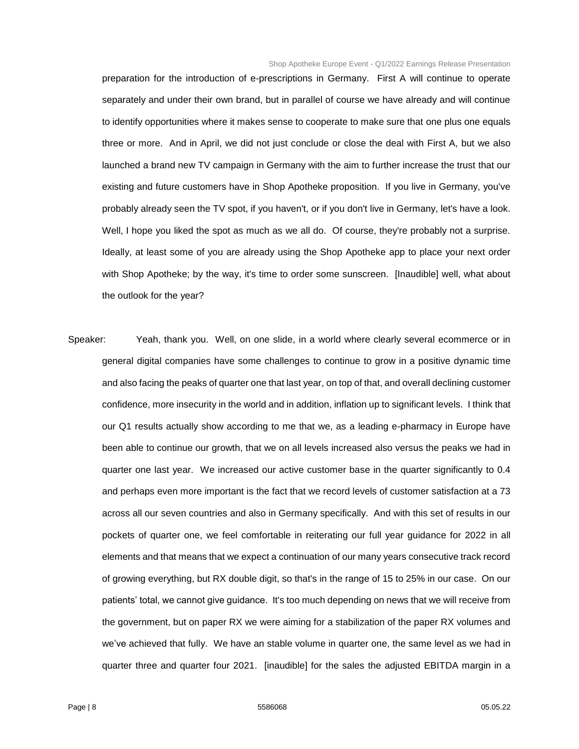preparation for the introduction of e-prescriptions in Germany. First A will continue to operate separately and under their own brand, but in parallel of course we have already and will continue to identify opportunities where it makes sense to cooperate to make sure that one plus one equals three or more. And in April, we did not just conclude or close the deal with First A, but we also launched a brand new TV campaign in Germany with the aim to further increase the trust that our existing and future customers have in Shop Apotheke proposition. If you live in Germany, you've probably already seen the TV spot, if you haven't, or if you don't live in Germany, let's have a look. Well, I hope you liked the spot as much as we all do. Of course, they're probably not a surprise. Ideally, at least some of you are already using the Shop Apotheke app to place your next order with Shop Apotheke; by the way, it's time to order some sunscreen. [Inaudible] well, what about the outlook for the year?

Speaker: Yeah, thank you. Well, on one slide, in a world where clearly several ecommerce or in general digital companies have some challenges to continue to grow in a positive dynamic time and also facing the peaks of quarter one that last year, on top of that, and overall declining customer confidence, more insecurity in the world and in addition, inflation up to significant levels. I think that our Q1 results actually show according to me that we, as a leading e-pharmacy in Europe have been able to continue our growth, that we on all levels increased also versus the peaks we had in quarter one last year. We increased our active customer base in the quarter significantly to 0.4 and perhaps even more important is the fact that we record levels of customer satisfaction at a 73 across all our seven countries and also in Germany specifically. And with this set of results in our pockets of quarter one, we feel comfortable in reiterating our full year guidance for 2022 in all elements and that means that we expect a continuation of our many years consecutive track record of growing everything, but RX double digit, so that's in the range of 15 to 25% in our case. On our patients' total, we cannot give guidance. It's too much depending on news that we will receive from the government, but on paper RX we were aiming for a stabilization of the paper RX volumes and we've achieved that fully. We have an stable volume in quarter one, the same level as we had in quarter three and quarter four 2021. [inaudible] for the sales the adjusted EBITDA margin in a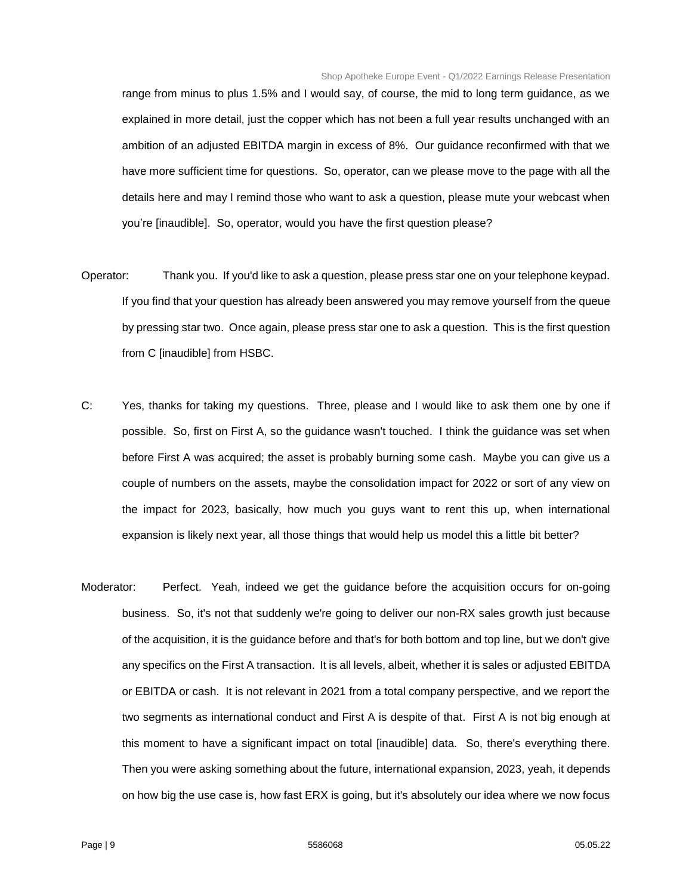range from minus to plus 1.5% and I would say, of course, the mid to long term guidance, as we explained in more detail, just the copper which has not been a full year results unchanged with an ambition of an adjusted EBITDA margin in excess of 8%. Our guidance reconfirmed with that we have more sufficient time for questions. So, operator, can we please move to the page with all the details here and may I remind those who want to ask a question, please mute your webcast when you're [inaudible]. So, operator, would you have the first question please?

Operator: Thank you. If you'd like to ask a question, please press star one on your telephone keypad. If you find that your question has already been answered you may remove yourself from the queue by pressing star two. Once again, please press star one to ask a question. This is the first question from C [inaudible] from HSBC.

C: Yes, thanks for taking my questions. Three, please and I would like to ask them one by one if possible. So, first on First A, so the guidance wasn't touched. I think the guidance was set when before First A was acquired; the asset is probably burning some cash. Maybe you can give us a couple of numbers on the assets, maybe the consolidation impact for 2022 or sort of any view on the impact for 2023, basically, how much you guys want to rent this up, when international expansion is likely next year, all those things that would help us model this a little bit better?

Moderator: Perfect. Yeah, indeed we get the guidance before the acquisition occurs for on-going business. So, it's not that suddenly we're going to deliver our non-RX sales growth just because of the acquisition, it is the guidance before and that's for both bottom and top line, but we don't give any specifics on the First A transaction. It is all levels, albeit, whether it is sales or adjusted EBITDA or EBITDA or cash. It is not relevant in 2021 from a total company perspective, and we report the two segments as international conduct and First A is despite of that. First A is not big enough at this moment to have a significant impact on total [inaudible] data. So, there's everything there. Then you were asking something about the future, international expansion, 2023, yeah, it depends on how big the use case is, how fast ERX is going, but it's absolutely our idea where we now focus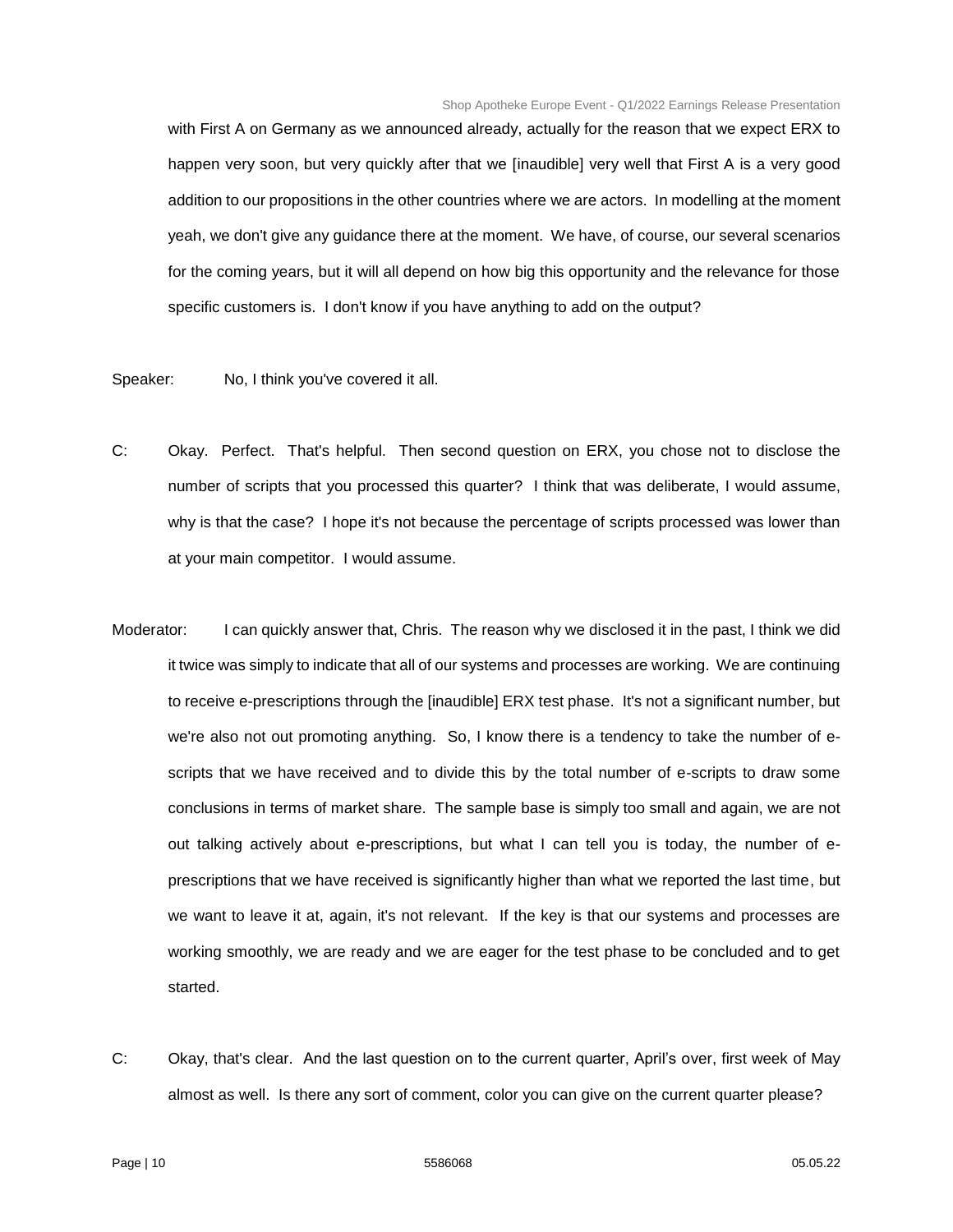with First A on Germany as we announced already, actually for the reason that we expect ERX to happen very soon, but very quickly after that we [inaudible] very well that First A is a very good addition to our propositions in the other countries where we are actors. In modelling at the moment yeah, we don't give any guidance there at the moment. We have, of course, our several scenarios for the coming years, but it will all depend on how big this opportunity and the relevance for those specific customers is. I don't know if you have anything to add on the output?

Speaker: No, I think you've covered it all.

C: Okay. Perfect. That's helpful. Then second question on ERX, you chose not to disclose the number of scripts that you processed this quarter? I think that was deliberate, I would assume, why is that the case? I hope it's not because the percentage of scripts processed was lower than at your main competitor. I would assume.

Moderator: I can quickly answer that, Chris. The reason why we disclosed it in the past, I think we did it twice was simply to indicate that all of our systems and processes are working. We are continuing to receive e-prescriptions through the [inaudible] ERX test phase. It's not a significant number, but we're also not out promoting anything. So, I know there is a tendency to take the number of e-scripts that we have received and to divide this by the total number of e-scripts to draw some conclusions in terms of market share. The sample base is simply too small and again, we are not out talking actively about e-prescriptions, but what I can tell you is today, the number of e-prescriptions that we have received is significantly higher than what we reported the last time, but we want to leave it at, again, it's not relevant. If the key is that our systems and processes are working smoothly, we are ready and we are eager for the test phase to be concluded and to get started.

C: Okay, that's clear. And the last question on to the current quarter, April's over, first week of May almost as well. Is there any sort of comment, color you can give on the current quarter please?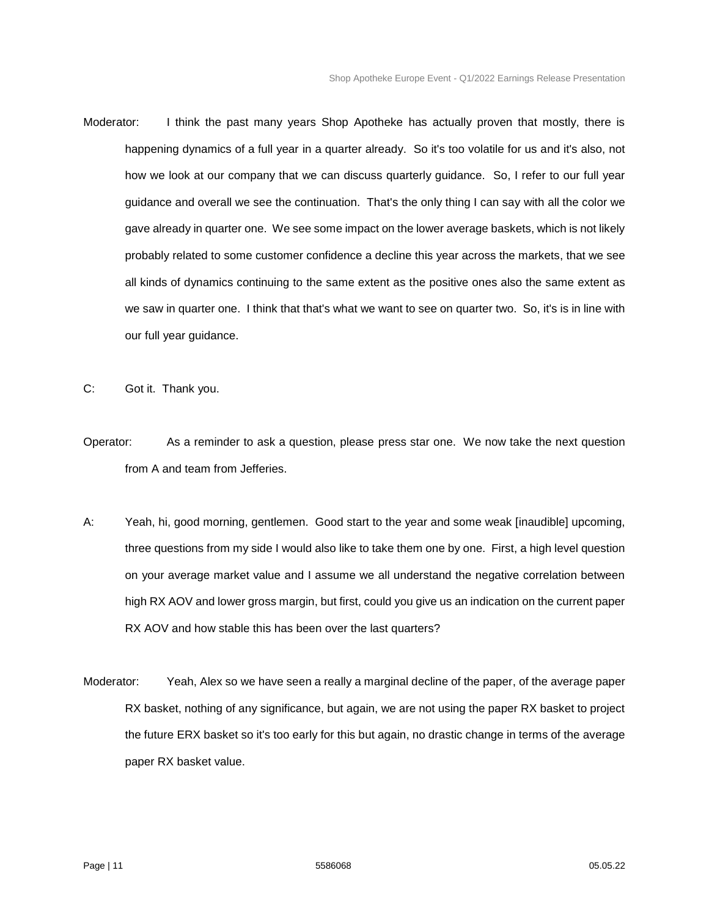Moderator: I think the past many years Shop Apotheke has actually proven that mostly, there is happening dynamics of a full year in a quarter already. So it's too volatile for us and it's also, not how we look at our company that we can discuss quarterly guidance. So, I refer to our full year guidance and overall we see the continuation. That's the only thing I can say with all the color we gave already in quarter one. We see some impact on the lower average baskets, which is not likely probably related to some customer confidence a decline this year across the markets, that we see all kinds of dynamics continuing to the same extent as the positive ones also the same extent as we saw in quarter one. I think that that's what we want to see on quarter two. So, it's is in line with our full year guidance.

C: Got it. Thank you.

Operator: As a reminder to ask a question, please press star one. We now take the next question from A and team from Jefferies.

A: Yeah, hi, good morning, gentlemen. Good start to the year and some weak [inaudible] upcoming, three questions from my side I would also like to take them one by one. First, a high level question on your average market value and I assume we all understand the negative correlation between high RX AOV and lower gross margin, but first, could you give us an indication on the current paper RX AOV and how stable this has been over the last quarters?

Moderator: Yeah, Alex so we have seen a really a marginal decline of the paper, of the average paper RX basket, nothing of any significance, but again, we are not using the paper RX basket to project the future ERX basket so it's too early for this but again, no drastic change in terms of the average paper RX basket value.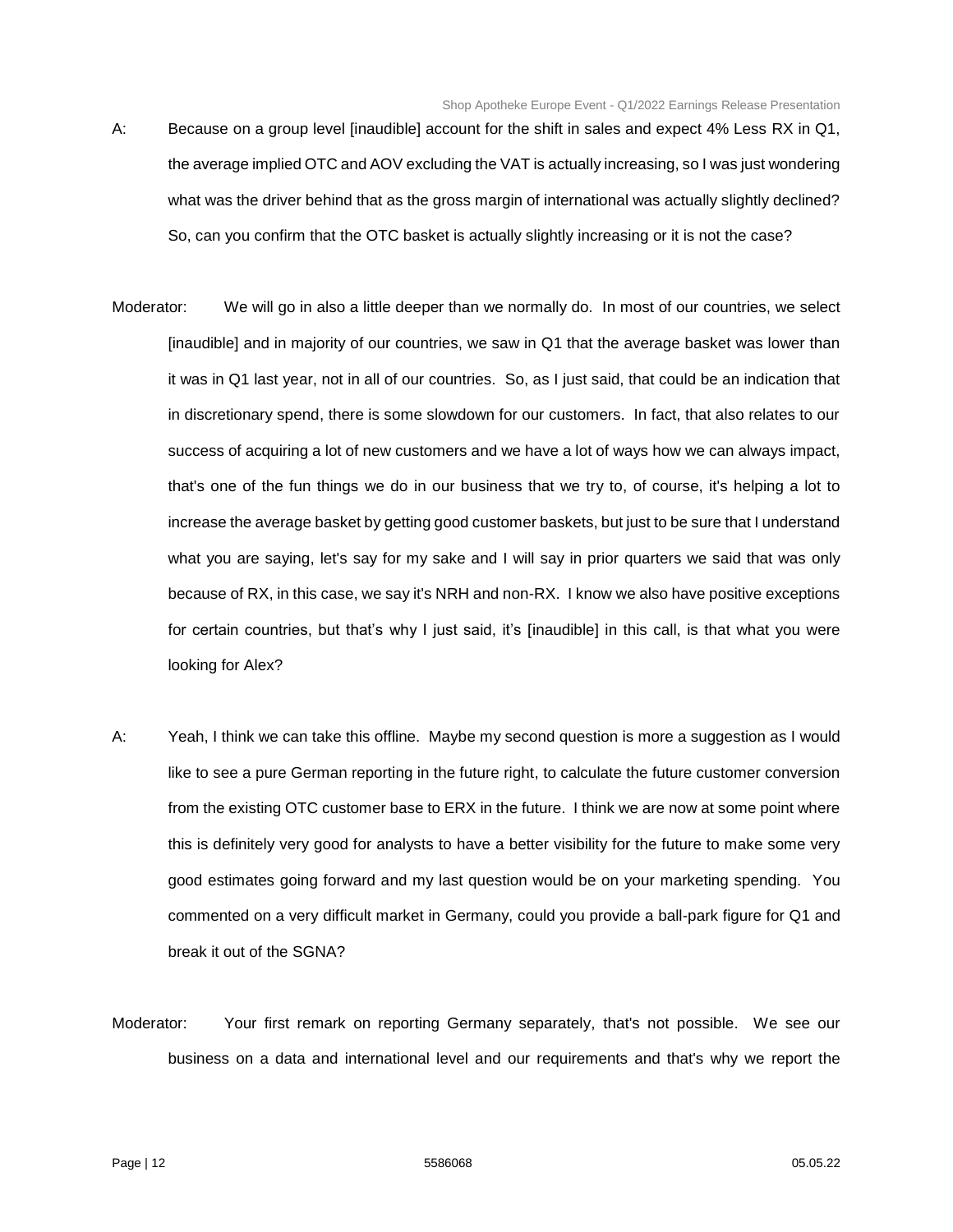A: Because on a group level [inaudible] account for the shift in sales and expect 4% Less RX in Q1, the average implied OTC and AOV excluding the VAT is actually increasing, so I was just wondering what was the driver behind that as the gross margin of international was actually slightly declined? So, can you confirm that the OTC basket is actually slightly increasing or it is not the case?

Moderator: We will go in also a little deeper than we normally do. In most of our countries, we select [inaudible] and in majority of our countries, we saw in Q1 that the average basket was lower than it was in Q1 last year, not in all of our countries. So, as I just said, that could be an indication that in discretionary spend, there is some slowdown for our customers. In fact, that also relates to our success of acquiring a lot of new customers and we have a lot of ways how we can always impact, that's one of the fun things we do in our business that we try to, of course, it's helping a lot to increase the average basket by getting good customer baskets, but just to be sure that I understand what you are saying, let's say for my sake and I will say in prior quarters we said that was only because of RX, in this case, we say it's NRH and non-RX. I know we also have positive exceptions for certain countries, but that's why I just said, it's [inaudible] in this call, is that what you were looking for Alex?

A: Yeah, I think we can take this offline. Maybe my second question is more a suggestion as I would like to see a pure German reporting in the future right, to calculate the future customer conversion from the existing OTC customer base to ERX in the future. I think we are now at some point where this is definitely very good for analysts to have a better visibility for the future to make some very good estimates going forward and my last question would be on your marketing spending. You commented on a very difficult market in Germany, could you provide a ball-park figure for Q1 and break it out of the SGNA?

Moderator: Your first remark on reporting Germany separately, that's not possible. We see our business on a data and international level and our requirements and that's why we report the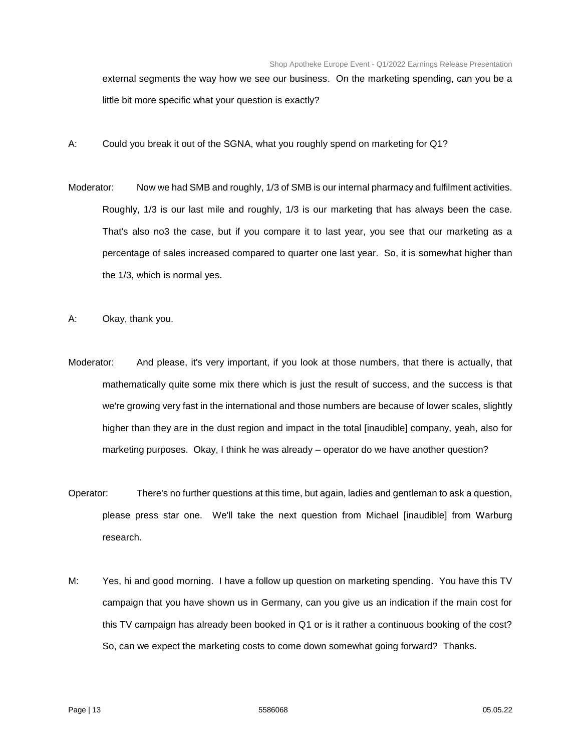external segments the way how we see our business. On the marketing spending, can you be a little bit more specific what your question is exactly?

A: Could you break it out of the SGNA, what you roughly spend on marketing for Q1?

Moderator: Now we had SMB and roughly, 1/3 of SMB is our internal pharmacy and fulfilment activities. Roughly, 1/3 is our last mile and roughly, 1/3 is our marketing that has always been the case. That's also no3 the case, but if you compare it to last year, you see that our marketing as a percentage of sales increased compared to quarter one last year. So, it is somewhat higher than the 1/3, which is normal yes.

A: Okay, thank you.

Moderator: And please, it's very important, if you look at those numbers, that there is actually, that mathematically quite some mix there which is just the result of success, and the success is that we're growing very fast in the international and those numbers are because of lower scales, slightly higher than they are in the dust region and impact in the total [inaudible] company, yeah, also for marketing purposes. Okay, I think he was already – operator do we have another question?

Operator: There's no further questions at this time, but again, ladies and gentleman to ask a question, please press star one. We'll take the next question from Michael [inaudible] from Warburg research.

M: Yes, hi and good morning. I have a follow up question on marketing spending. You have this TV campaign that you have shown us in Germany, can you give us an indication if the main cost for this TV campaign has already been booked in Q1 or is it rather a continuous booking of the cost? So, can we expect the marketing costs to come down somewhat going forward? Thanks.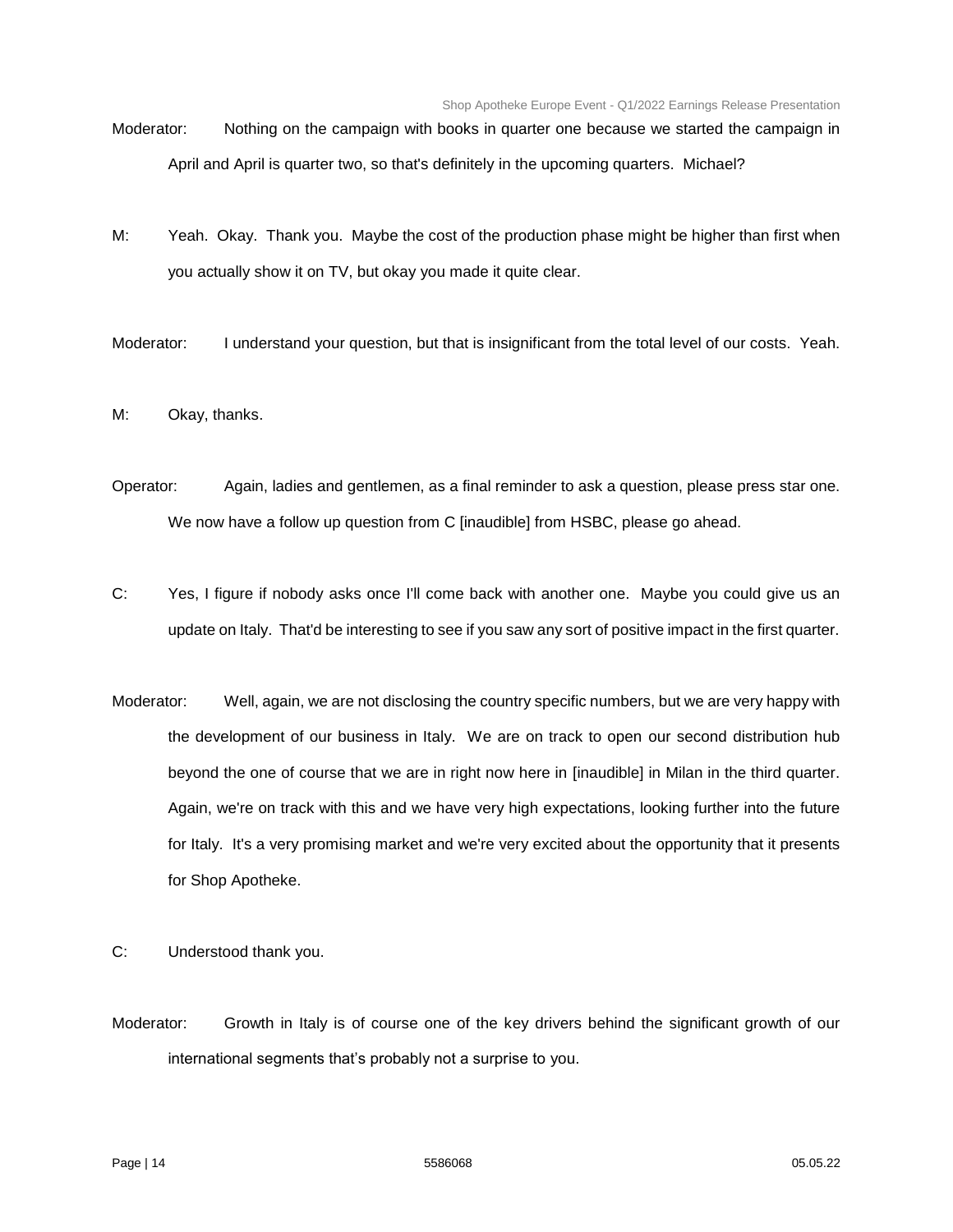Moderator: Nothing on the campaign with books in quarter one because we started the campaign in April and April is quarter two, so that's definitely in the upcoming quarters. Michael?

M: Yeah. Okay. Thank you. Maybe the cost of the production phase might be higher than first when you actually show it on TV, but okay you made it quite clear.

Moderator: I understand your question, but that is insignificant from the total level of our costs. Yeah.

M: Okay, thanks.

Operator: Again, ladies and gentlemen, as a final reminder to ask a question, please press star one. We now have a follow up question from C [inaudible] from HSBC, please go ahead.

C: Yes, I figure if nobody asks once I'll come back with another one. Maybe you could give us an update on Italy. That'd be interesting to see if you saw any sort of positive impact in the first quarter.

Moderator: Well, again, we are not disclosing the country specific numbers, but we are very happy with the development of our business in Italy. We are on track to open our second distribution hub beyond the one of course that we are in right now here in [inaudible] in Milan in the third quarter. Again, we're on track with this and we have very high expectations, looking further into the future for Italy. It's a very promising market and we're very excited about the opportunity that it presents for Shop Apotheke.

C: Understood thank you.

Moderator: Growth in Italy is of course one of the key drivers behind the significant growth of our international segments that's probably not a surprise to you.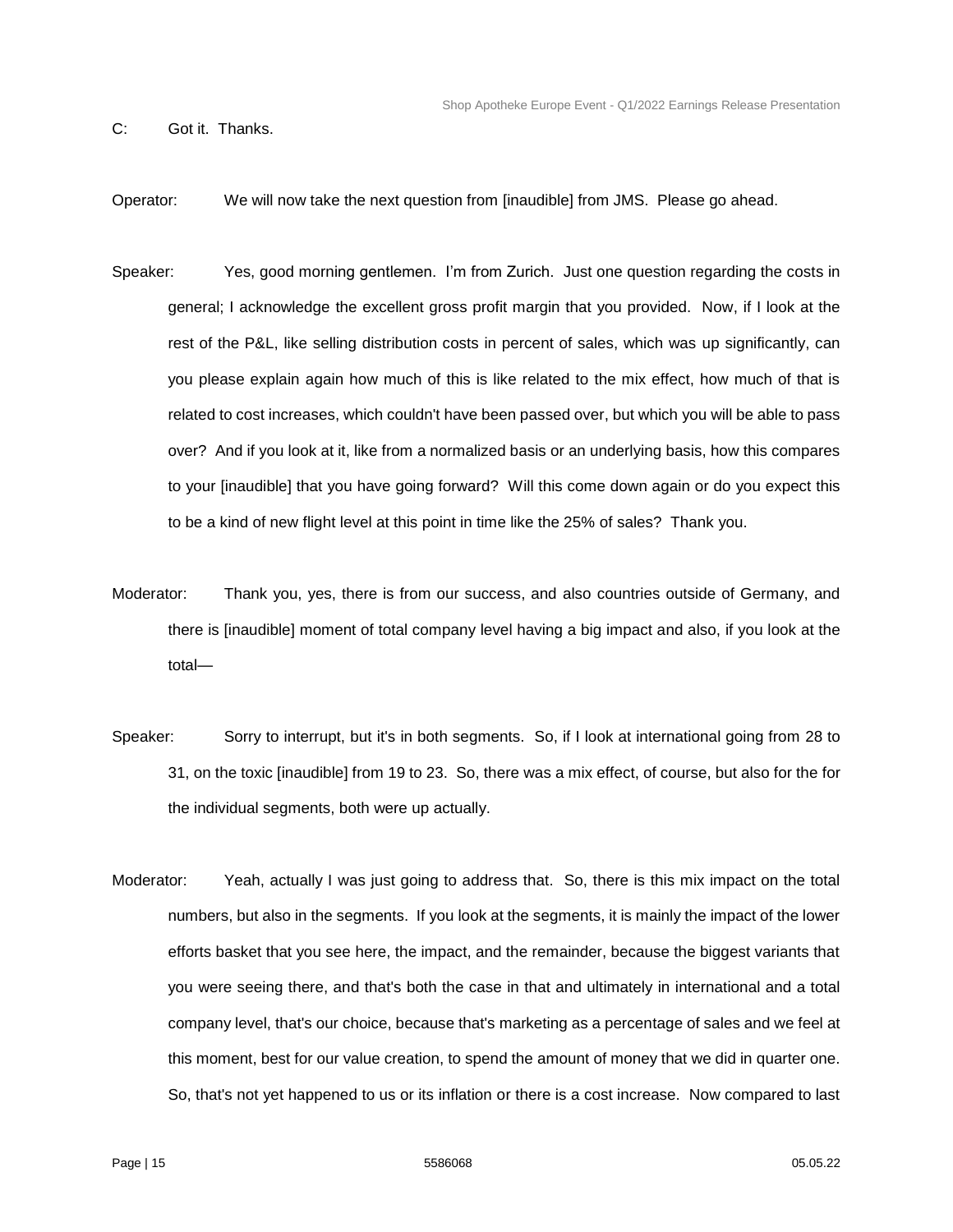C: Got it. Thanks.

Operator: We will now take the next question from [inaudible] from JMS. Please go ahead.

Speaker: Yes, good morning gentlemen. I'm from Zurich. Just one question regarding the costs in general; I acknowledge the excellent gross profit margin that you provided. Now, if I look at the rest of the P&L, like selling distribution costs in percent of sales, which was up significantly, can you please explain again how much of this is like related to the mix effect, how much of that is related to cost increases, which couldn't have been passed over, but which you will be able to pass over? And if you look at it, like from a normalized basis or an underlying basis, how this compares to your [inaudible] that you have going forward? Will this come down again or do you expect this to be a kind of new flight level at this point in time like the 25% of sales? Thank you.

Moderator: Thank you, yes, there is from our success, and also countries outside of Germany, and there is [inaudible] moment of total company level having a big impact and also, if you look at the total—

Speaker: Sorry to interrupt, but it's in both segments. So, if I look at international going from 28 to 31, on the toxic [inaudible] from 19 to 23. So, there was a mix effect, of course, but also for the for the individual segments, both were up actually.

Moderator: Yeah, actually I was just going to address that. So, there is this mix impact on the total numbers, but also in the segments. If you look at the segments, it is mainly the impact of the lower efforts basket that you see here, the impact, and the remainder, because the biggest variants that you were seeing there, and that's both the case in that and ultimately in international and a total company level, that's our choice, because that's marketing as a percentage of sales and we feel at this moment, best for our value creation, to spend the amount of money that we did in quarter one. So, that's not yet happened to us or its inflation or there is a cost increase. Now compared to last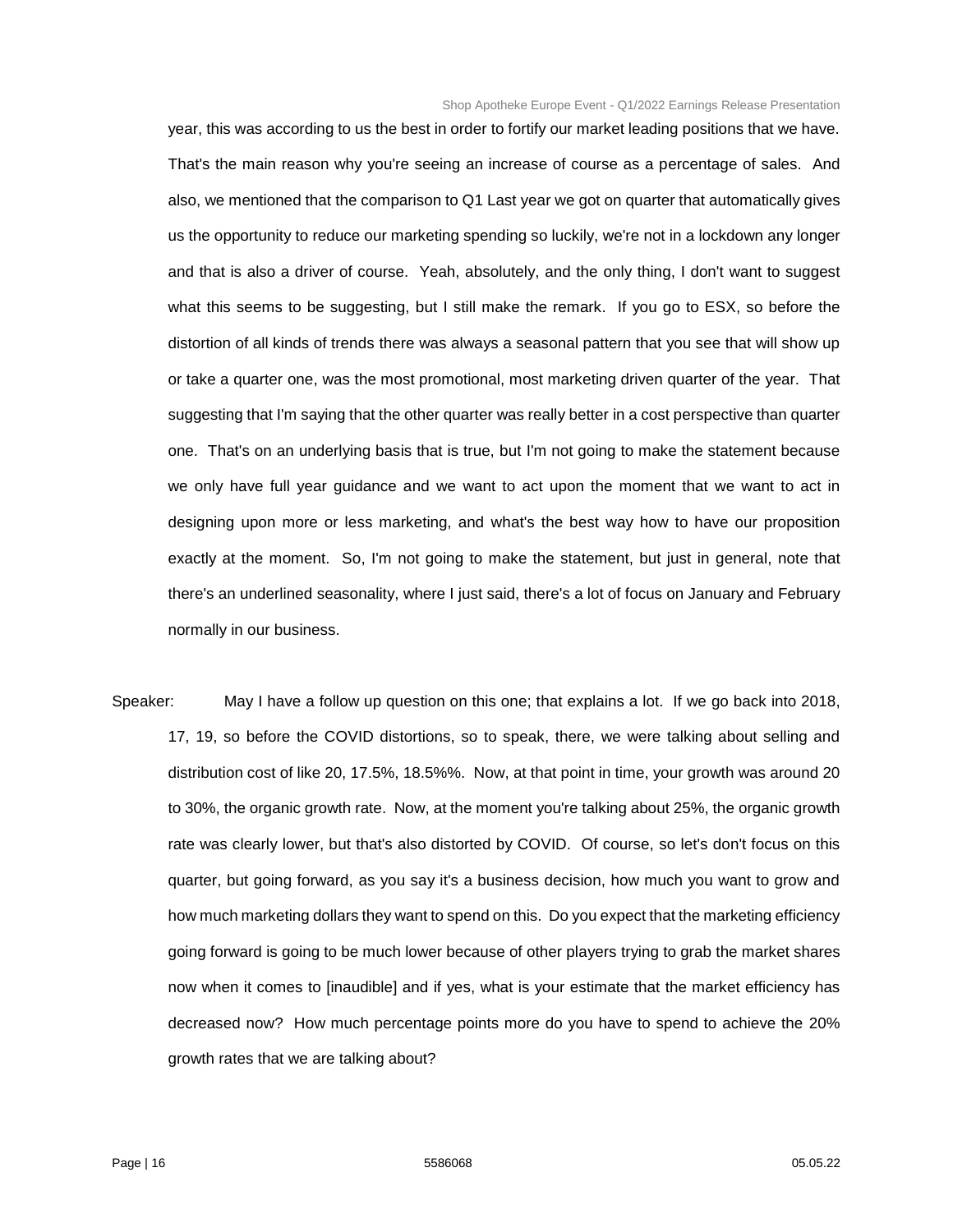year, this was according to us the best in order to fortify our market leading positions that we have. That's the main reason why you're seeing an increase of course as a percentage of sales. And also, we mentioned that the comparison to Q1 Last year we got on quarter that automatically gives us the opportunity to reduce our marketing spending so luckily, we're not in a lockdown any longer and that is also a driver of course. Yeah, absolutely, and the only thing, I don't want to suggest what this seems to be suggesting, but I still make the remark. If you go to ESX, so before the distortion of all kinds of trends there was always a seasonal pattern that you see that will show up or take a quarter one, was the most promotional, most marketing driven quarter of the year. That suggesting that I'm saying that the other quarter was really better in a cost perspective than quarter one. That's on an underlying basis that is true, but I'm not going to make the statement because we only have full year guidance and we want to act upon the moment that we want to act in designing upon more or less marketing, and what's the best way how to have our proposition exactly at the moment. So, I'm not going to make the statement, but just in general, note that there's an underlined seasonality, where I just said, there's a lot of focus on January and February normally in our business.

Speaker: May I have a follow up question on this one; that explains a lot. If we go back into 2018, 17, 19, so before the COVID distortions, so to speak, there, we were talking about selling and distribution cost of like 20, 17.5%, 18.5%%. Now, at that point in time, your growth was around 20 to 30%, the organic growth rate. Now, at the moment you're talking about 25%, the organic growth rate was clearly lower, but that's also distorted by COVID. Of course, so let's don't focus on this quarter, but going forward, as you say it's a business decision, how much you want to grow and how much marketing dollars they want to spend on this. Do you expect that the marketing efficiency going forward is going to be much lower because of other players trying to grab the market shares now when it comes to [inaudible] and if yes, what is your estimate that the market efficiency has decreased now? How much percentage points more do you have to spend to achieve the 20% growth rates that we are talking about?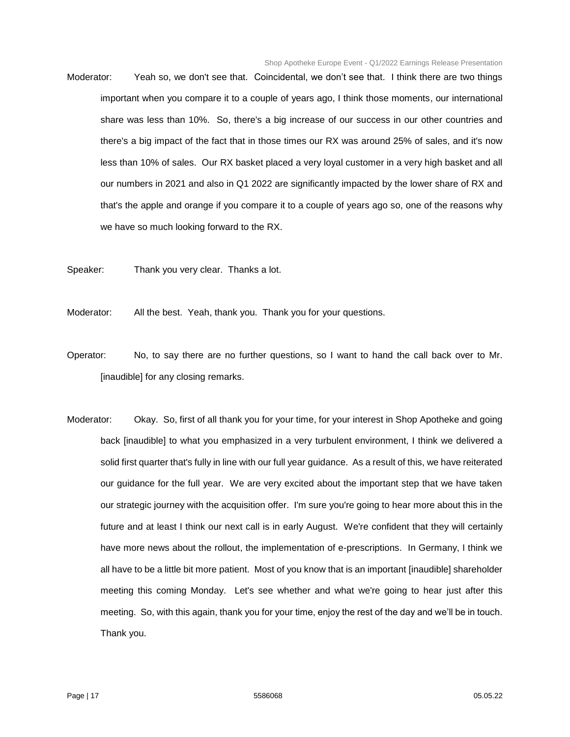Moderator: Yeah so, we don't see that. Coincidental, we don't see that. I think there are two things important when you compare it to a couple of years ago, I think those moments, our international share was less than 10%. So, there's a big increase of our success in our other countries and there's a big impact of the fact that in those times our RX was around 25% of sales, and it's now less than 10% of sales. Our RX basket placed a very loyal customer in a very high basket and all our numbers in 2021 and also in Q1 2022 are significantly impacted by the lower share of RX and that's the apple and orange if you compare it to a couple of years ago so, one of the reasons why we have so much looking forward to the RX.

Speaker: Thank you very clear. Thanks a lot.

Moderator: All the best. Yeah, thank you. Thank you for your questions.

Operator: No, to say there are no further questions, so I want to hand the call back over to Mr. [inaudible] for any closing remarks.

Moderator: Okay. So, first of all thank you for your time, for your interest in Shop Apotheke and going back [inaudible] to what you emphasized in a very turbulent environment, I think we delivered a solid first quarter that's fully in line with our full year guidance. As a result of this, we have reiterated our guidance for the full year. We are very excited about the important step that we have taken our strategic journey with the acquisition offer. I'm sure you're going to hear more about this in the future and at least I think our next call is in early August. We're confident that they will certainly have more news about the rollout, the implementation of e-prescriptions. In Germany, I think we all have to be a little bit more patient. Most of you know that is an important [inaudible] shareholder meeting this coming Monday. Let's see whether and what we're going to hear just after this meeting. So, with this again, thank you for your time, enjoy the rest of the day and we'll be in touch. Thank you.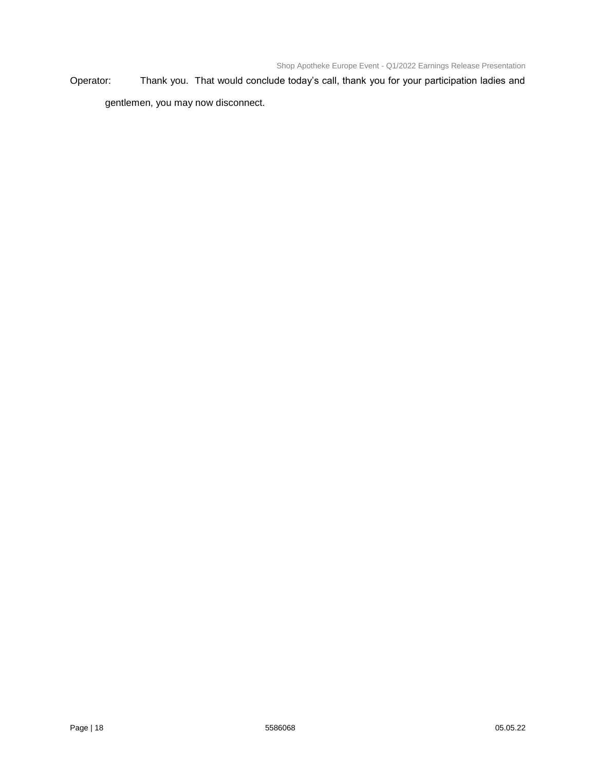Operator: Thank you. That would conclude today's call, thank you for your participation ladies and gentlemen, you may now disconnect.